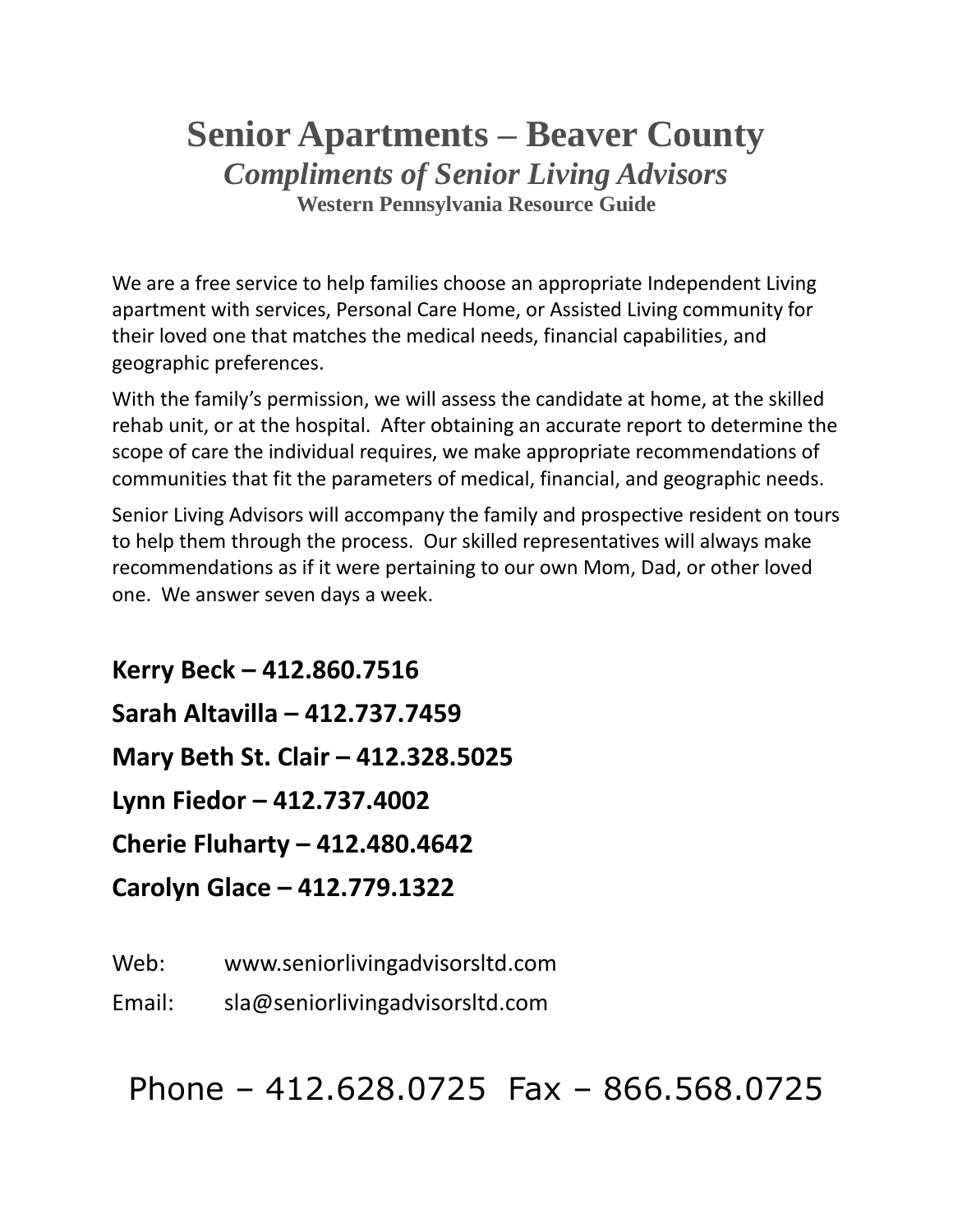# Senior Apartments – Beaver County

## *Compliments of Senior Living Advisors*

### Western Pennsylvania Resource Guide

We are a free service to help families choose an appropriate Independent Living apartment with services, Personal Care Home, or Assisted Living community for their loved one that matches the medical needs, financial capabilities, and geographic preferences.

With the family's permission, we will assess the candidate at home, at the skilled rehab unit, or at the hospital. After obtaining an accurate report to determine the scope of care the individual requires, we make appropriate recommendations of communities that fit the parameters of medical, financial, and geographic needs.

Senior Living Advisors will accompany the family and prospective resident on tours to help them through the process. Our skilled representatives will always make recommendations as if it were pertaining to our own Mom, Dad, or other loved one. We answer seven days a week.

**Kerry Beck – 412.860.7516**

**Sarah Altavilla – 412.737.7459**

**Mary Beth St. Clair – 412.328.5025**

**Lynn Fiedor – 412.737.4002**

**Cherie Fluharty – 412.480.4642**

**Carolyn Glace – 412.779.1322**

Web: www.seniorlivingadvisorsltd.com

Email: sla@seniorlivingadvisorsltd.com

Phone – 412.628.0725 Fax – 866.568.0725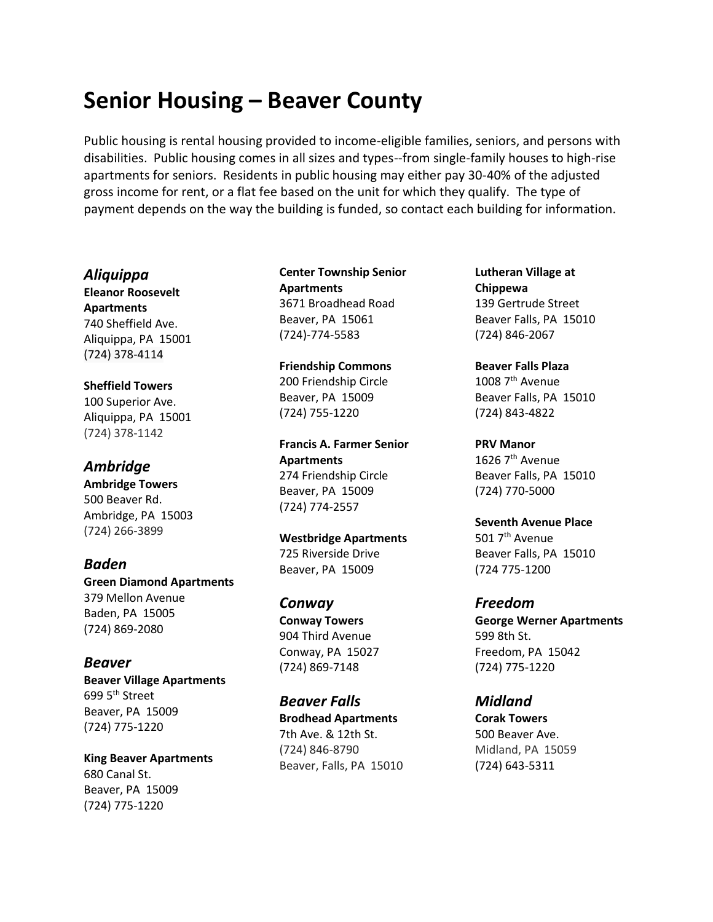# Senior Housing – Beaver County

Public housing is rental housing provided to income-eligible families, seniors, and persons with disabilities. Public housing comes in all sizes and types--from single-family houses to high-rise apartments for seniors. Residents in public housing may either pay 30-40% of the adjusted gross income for rent, or a flat fee based on the unit for which they qualify. The type of payment depends on the way the building is funded, so contact each building for information.

### *Aliquippa*

**Eleanor Roosevelt Apartments**
740 Sheffield Ave.
Aliquippa, PA 15001
(724) 378-4114

**Sheffield Towers**
100 Superior Ave.
Aliquippa, PA 15001
(724) 378-1142

### *Ambridge*

**Ambridge Towers**
500 Beaver Rd.
Ambridge, PA 15003
(724) 266-3899

### *Baden*

**Green Diamond Apartments**
379 Mellon Avenue
Baden, PA 15005
(724) 869-2080

### *Beaver*

**Beaver Village Apartments**
699 5th Street
Beaver, PA 15009
(724) 775-1220

**King Beaver Apartments**
680 Canal St.
Beaver, PA 15009
(724) 775-1220

**Center Township Senior Apartments**
3671 Broadhead Road
Beaver, PA 15061
(724)-774-5583

**Friendship Commons**
200 Friendship Circle
Beaver, PA 15009
(724) 755-1220

**Francis A. Farmer Senior Apartments**
274 Friendship Circle
Beaver, PA 15009
(724) 774-2557

**Westbridge Apartments**
725 Riverside Drive
Beaver, PA 15009

### *Conway*

**Conway Towers**
904 Third Avenue
Conway, PA 15027
(724) 869-7148

### *Beaver Falls*

**Brodhead Apartments**
7th Ave. & 12th St.
(724) 846-8790
Beaver, Falls, PA 15010

**Lutheran Village at Chippewa**
139 Gertrude Street
Beaver Falls, PA 15010
(724) 846-2067

**Beaver Falls Plaza**
1008 7th Avenue
Beaver Falls, PA 15010
(724) 843-4822

**PRV Manor**
1626 7th Avenue
Beaver Falls, PA 15010
(724) 770-5000

**Seventh Avenue Place**
501 7th Avenue
Beaver Falls, PA 15010
(724 775-1200

### *Freedom*

**George Werner Apartments**
599 8th St.
Freedom, PA 15042
(724) 775-1220

### *Midland*

**Corak Towers**
500 Beaver Ave.
Midland, PA 15059
(724) 643-5311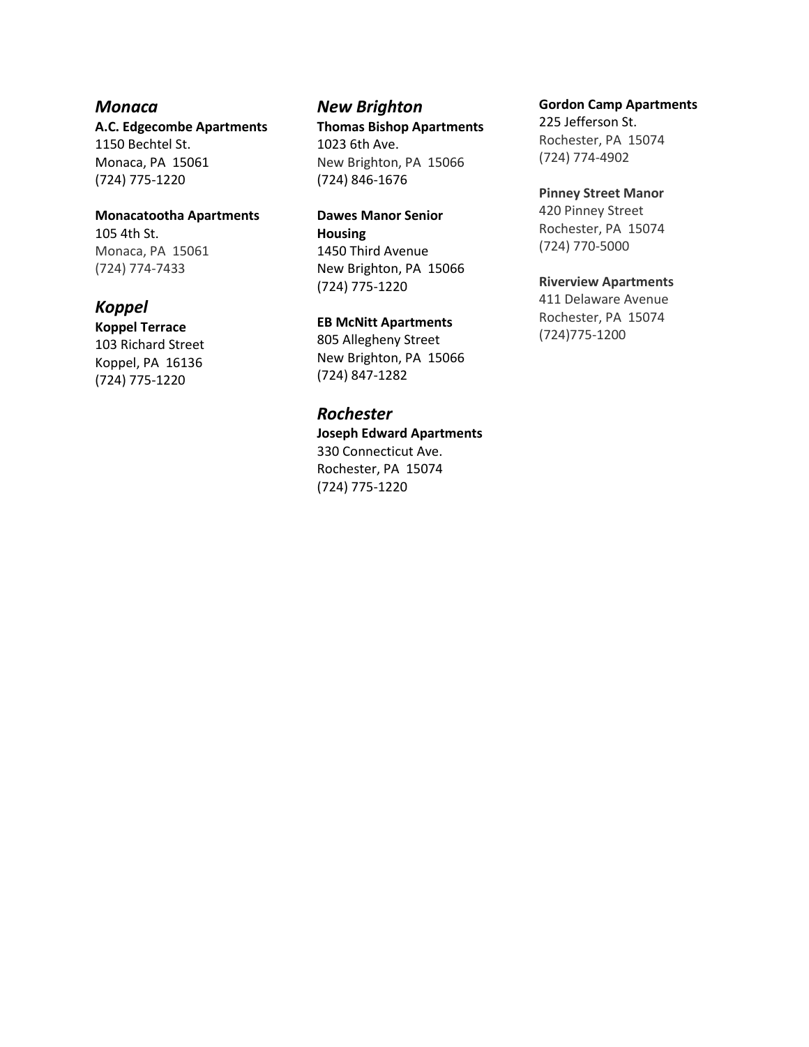### *Monaca*

**A.C. Edgecombe Apartments**
1150 Bechtel St.
Monaca, PA 15061
(724) 775-1220

**Monacatootha Apartments**
105 4th St.
Monaca, PA 15061
(724) 774-7433

### *Koppel*

**Koppel Terrace**
103 Richard Street
Koppel, PA 16136
(724) 775-1220

### *New Brighton*

**Thomas Bishop Apartments**
1023 6th Ave.
New Brighton, PA 15066
(724) 846-1676

**Dawes Manor Senior Housing**
1450 Third Avenue
New Brighton, PA 15066
(724) 775-1220

**EB McNitt Apartments**
805 Allegheny Street
New Brighton, PA 15066
(724) 847-1282

### *Rochester*

**Joseph Edward Apartments**
330 Connecticut Ave.
Rochester, PA 15074
(724) 775-1220

**Gordon Camp Apartments**
225 Jefferson St.
Rochester, PA 15074
(724) 774-4902

**Pinney Street Manor**
420 Pinney Street
Rochester, PA 15074
(724) 770-5000

**Riverview Apartments**
411 Delaware Avenue
Rochester, PA 15074
(724)775-1200